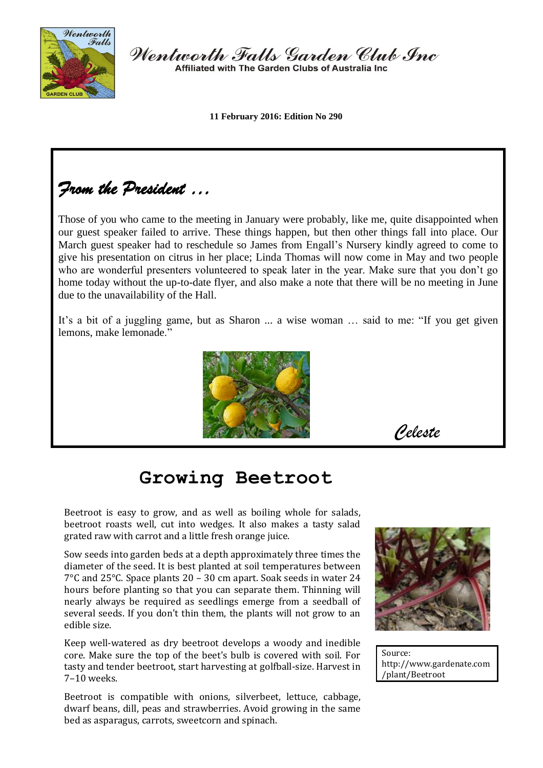# Wentworth Falls Garden Club Inc

Affiliated with The Garden Clubs of Australia Inc

**11 February 2016: Edition No 290**

## *From the President …*

Those of you who came to the meeting in January were probably, like me, quite disappointed when our guest speaker failed to arrive. These things happen, but then other things fall into place. Our March guest speaker had to reschedule so James from Engall's Nursery kindly agreed to come to give his presentation on citrus in her place; Linda Thomas will now come in May and two people who are wonderful presenters volunteered to speak later in the year. Make sure that you don't go home today without the up-to-date flyer, and also make a note that there will be no meeting in June due to the unavailability of the Hall.

It's a bit of a juggling game, but as Sharon ... a wise woman … said to me: "If you get given lemons, make lemonade."

*Celeste*

## Growing Beetroot

Beetroot is easy to grow, and as well as boiling whole for salads, beetroot roasts well, cut into wedges. It also makes a tasty salad grated raw with carrot and a little fresh orange juice.

Sow seeds into garden beds at a depth approximately three times the diameter of the seed. It is best planted at soil temperatures between 7°C and 25°C. Space plants 20 – 30 cm apart. Soak seeds in water 24 hours before planting so that you can separate them. Thinning will nearly always be required as seedlings emerge from a seedball of several seeds. If you don't thin them, the plants will not grow to an edible size.

Keep well-watered as dry beetroot develops a woody and inedible core. Make sure the top of the beet's bulb is covered with soil. For tasty and tender beetroot, start harvesting at golfball-size. Harvest in 7–10 weeks.

Beetroot is compatible with onions, silverbeet, lettuce, cabbage, dwarf beans, dill, peas and strawberries. Avoid growing in the same bed as asparagus, carrots, sweetcorn and spinach.

Source: http://www.gardenate.com/plant/Beetroot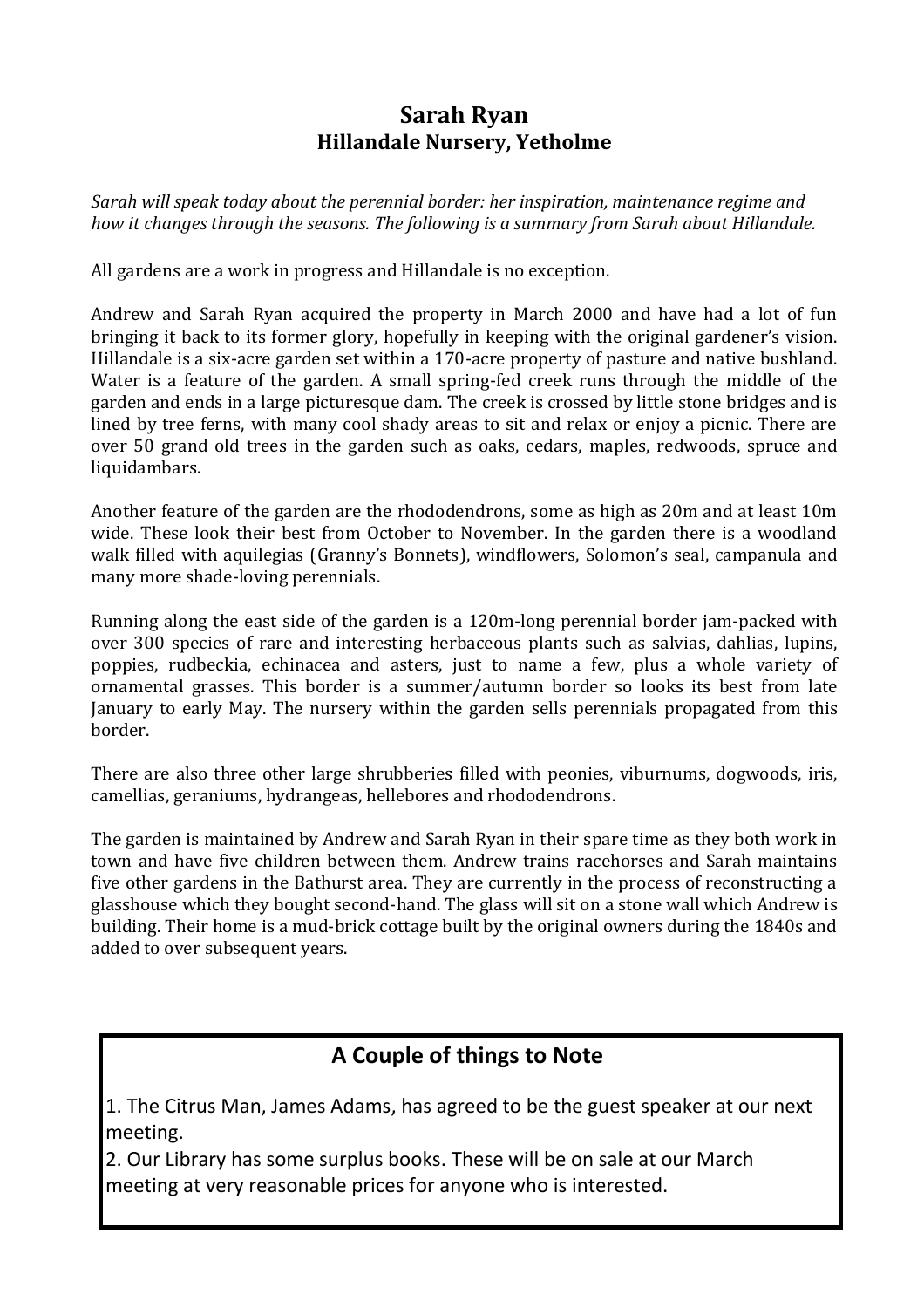# Sarah Ryan
## Hillandale Nursery, Yetholme

*Sarah will speak today about the perennial border: her inspiration, maintenance regime and how it changes through the seasons. The following is a summary from Sarah about Hillandale.*

All gardens are a work in progress and Hillandale is no exception.

Andrew and Sarah Ryan acquired the property in March 2000 and have had a lot of fun bringing it back to its former glory, hopefully in keeping with the original gardener's vision. Hillandale is a six-acre garden set within a 170-acre property of pasture and native bushland. Water is a feature of the garden. A small spring-fed creek runs through the middle of the garden and ends in a large picturesque dam. The creek is crossed by little stone bridges and is lined by tree ferns, with many cool shady areas to sit and relax or enjoy a picnic. There are over 50 grand old trees in the garden such as oaks, cedars, maples, redwoods, spruce and liquidambars.

Another feature of the garden are the rhododendrons, some as high as 20m and at least 10m wide. These look their best from October to November. In the garden there is a woodland walk filled with aquilegias (Granny's Bonnets), windflowers, Solomon's seal, campanula and many more shade-loving perennials.

Running along the east side of the garden is a 120m-long perennial border jam-packed with over 300 species of rare and interesting herbaceous plants such as salvias, dahlias, lupins, poppies, rudbeckia, echinacea and asters, just to name a few, plus a whole variety of ornamental grasses. This border is a summer/autumn border so looks its best from late January to early May. The nursery within the garden sells perennials propagated from this border.

There are also three other large shrubberies filled with peonies, viburnums, dogwoods, iris, camellias, geraniums, hydrangeas, hellebores and rhododendrons.

The garden is maintained by Andrew and Sarah Ryan in their spare time as they both work in town and have five children between them. Andrew trains racehorses and Sarah maintains five other gardens in the Bathurst area. They are currently in the process of reconstructing a glasshouse which they bought second-hand. The glass will sit on a stone wall which Andrew is building. Their home is a mud-brick cottage built by the original owners during the 1840s and added to over subsequent years.

## A Couple of things to Note

1. The Citrus Man, James Adams, has agreed to be the guest speaker at our next meeting.
2. Our Library has some surplus books. These will be on sale at our March meeting at very reasonable prices for anyone who is interested.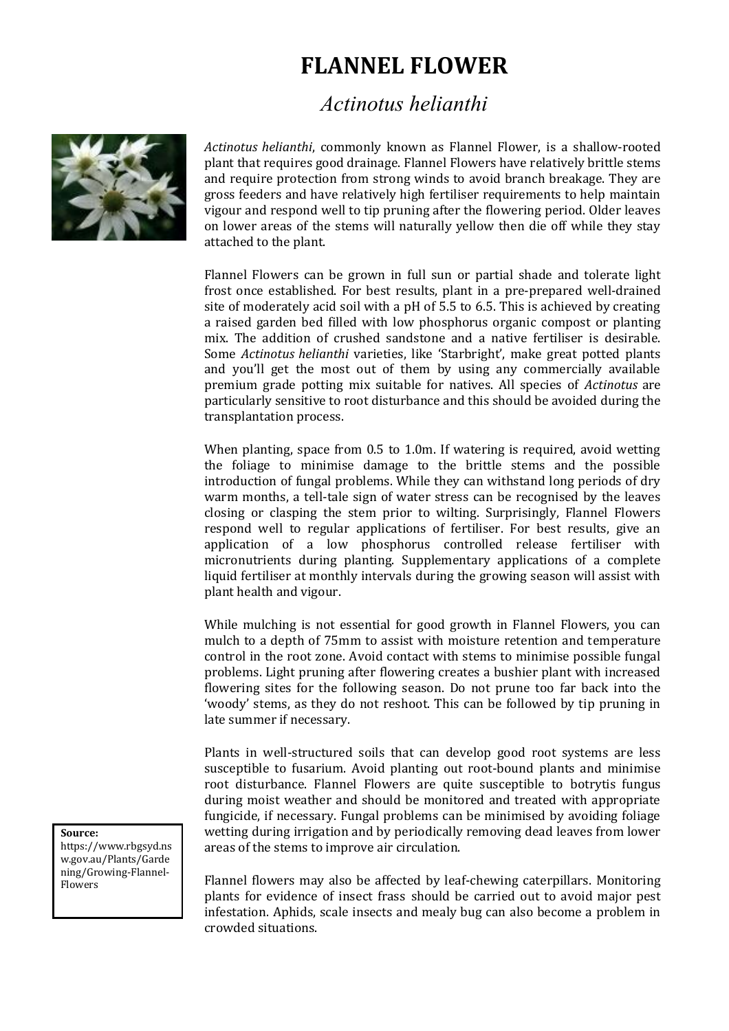# FLANNEL FLOWER

## *Actinotus helianthi*

*Actinotus helianthi*, commonly known as Flannel Flower, is a shallow-rooted plant that requires good drainage. Flannel Flowers have relatively brittle stems and require protection from strong winds to avoid branch breakage. They are gross feeders and have relatively high fertiliser requirements to help maintain vigour and respond well to tip pruning after the flowering period. Older leaves on lower areas of the stems will naturally yellow then die off while they stay attached to the plant.

Flannel Flowers can be grown in full sun or partial shade and tolerate light frost once established. For best results, plant in a pre-prepared well-drained site of moderately acid soil with a pH of 5.5 to 6.5. This is achieved by creating a raised garden bed filled with low phosphorus organic compost or planting mix. The addition of crushed sandstone and a native fertiliser is desirable. Some *Actinotus helianthi* varieties, like 'Starbright', make great potted plants and you'll get the most out of them by using any commercially available premium grade potting mix suitable for natives. All species of *Actinotus* are particularly sensitive to root disturbance and this should be avoided during the transplantation process.

When planting, space from 0.5 to 1.0m. If watering is required, avoid wetting the foliage to minimise damage to the brittle stems and the possible introduction of fungal problems. While they can withstand long periods of dry warm months, a tell-tale sign of water stress can be recognised by the leaves closing or clasping the stem prior to wilting. Surprisingly, Flannel Flowers respond well to regular applications of fertiliser. For best results, give an application of a low phosphorus controlled release fertiliser with micronutrients during planting. Supplementary applications of a complete liquid fertiliser at monthly intervals during the growing season will assist with plant health and vigour.

While mulching is not essential for good growth in Flannel Flowers, you can mulch to a depth of 75mm to assist with moisture retention and temperature control in the root zone. Avoid contact with stems to minimise possible fungal problems. Light pruning after flowering creates a bushier plant with increased flowering sites for the following season. Do not prune too far back into the 'woody' stems, as they do not reshoot. This can be followed by tip pruning in late summer if necessary.

Plants in well-structured soils that can develop good root systems are less susceptible to fusarium. Avoid planting out root-bound plants and minimise root disturbance. Flannel Flowers are quite susceptible to botrytis fungus during moist weather and should be monitored and treated with appropriate fungicide, if necessary. Fungal problems can be minimised by avoiding foliage wetting during irrigation and by periodically removing dead leaves from lower areas of the stems to improve air circulation.

Flannel flowers may also be affected by leaf-chewing caterpillars. Monitoring plants for evidence of insect frass should be carried out to avoid major pest infestation. Aphids, scale insects and mealy bug can also become a problem in crowded situations.

**Source:**
https://www.rbgsyd.nsw.gov.au/Plants/Gardening/Growing-Flannel-Flowers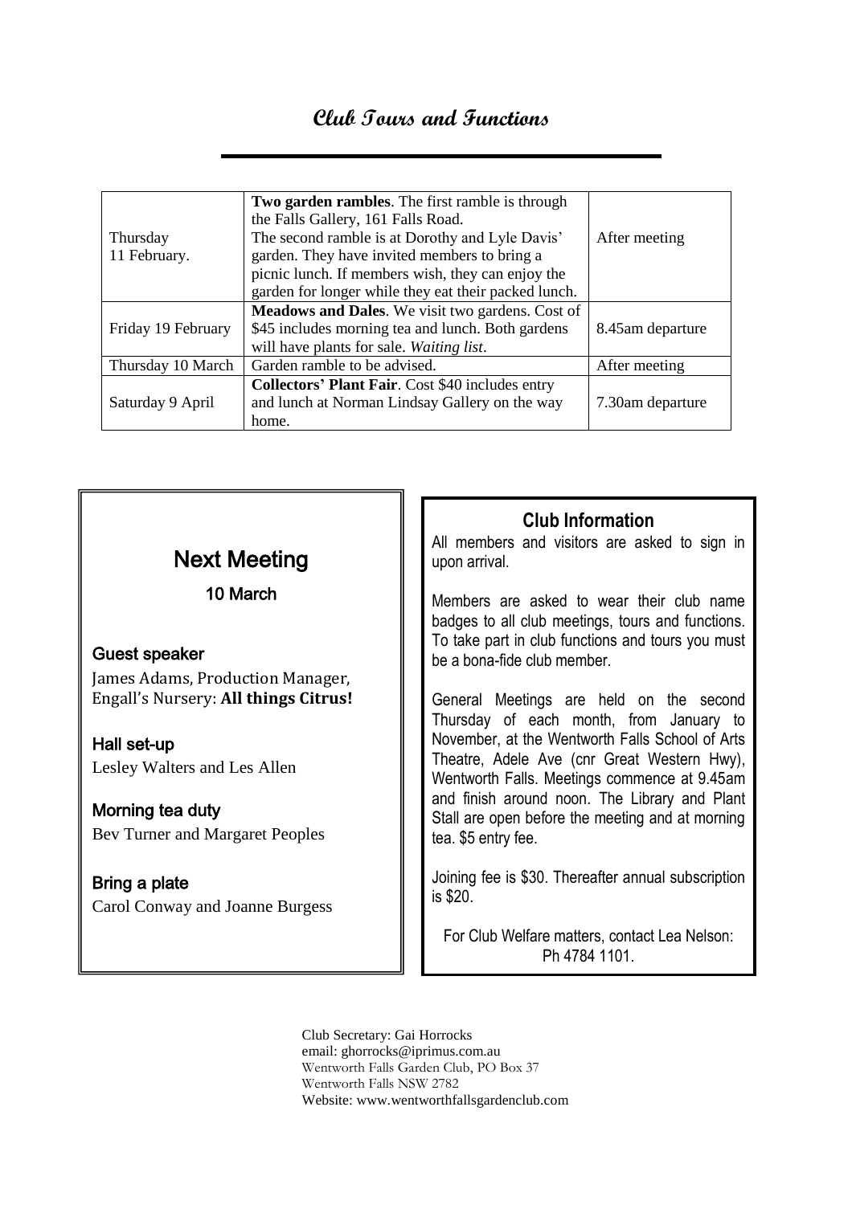## Club Tours and Functions

| | | |
|---|---|---|
| Thursday 11 February. | **Two garden rambles**. The first ramble is through the Falls Gallery, 161 Falls Road. The second ramble is at Dorothy and Lyle Davis' garden. They have invited members to bring a picnic lunch. If members wish, they can enjoy the garden for longer while they eat their packed lunch. | After meeting |
| Friday 19 February | **Meadows and Dales**. We visit two gardens. Cost of $45 includes morning tea and lunch. Both gardens will have plants for sale. *Waiting list*. | 8.45am departure |
| Thursday 10 March | Garden ramble to be advised. | After meeting |
| Saturday 9 April | **Collectors' Plant Fair**. Cost $40 includes entry and lunch at Norman Lindsay Gallery on the way home. | 7.30am departure |

## Next Meeting

10 March

### Guest speaker

James Adams, Production Manager, Engall's Nursery: **All things Citrus!**

### Hall set-up

Lesley Walters and Les Allen

### Morning tea duty

Bev Turner and Margaret Peoples

### Bring a plate

Carol Conway and Joanne Burgess

## Club Information

All members and visitors are asked to sign in upon arrival.

Members are asked to wear their club name badges to all club meetings, tours and functions. To take part in club functions and tours you must be a bona-fide club member.

General Meetings are held on the second Thursday of each month, from January to November, at the Wentworth Falls School of Arts Theatre, Adele Ave (cnr Great Western Hwy), Wentworth Falls. Meetings commence at 9.45am and finish around noon. The Library and Plant Stall are open before the meeting and at morning tea. $5 entry fee.

Joining fee is $30. Thereafter annual subscription is $20.

For Club Welfare matters, contact Lea Nelson: Ph 4784 1101.

Club Secretary: Gai Horrocks
email: ghorrocks@iprimus.com.au
Wentworth Falls Garden Club, PO Box 37
Wentworth Falls NSW 2782
Website: www.wentworthfallsgardenclub.com